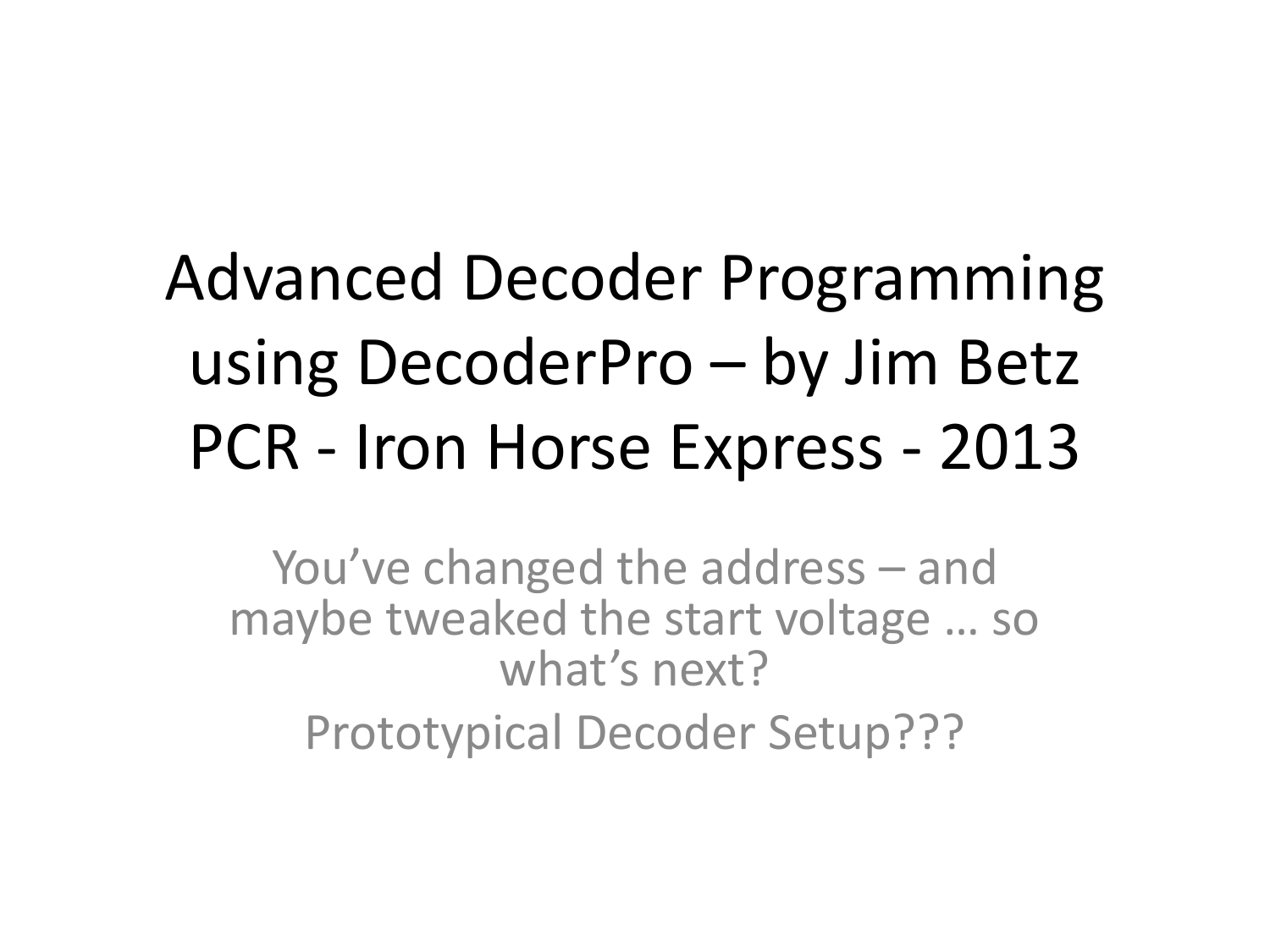# Advanced Decoder Programming using DecoderPro – by Jim Betz PCR - Iron Horse Express - 2013

You've changed the address – and maybe tweaked the start voltage … so what's next?

Prototypical Decoder Setup???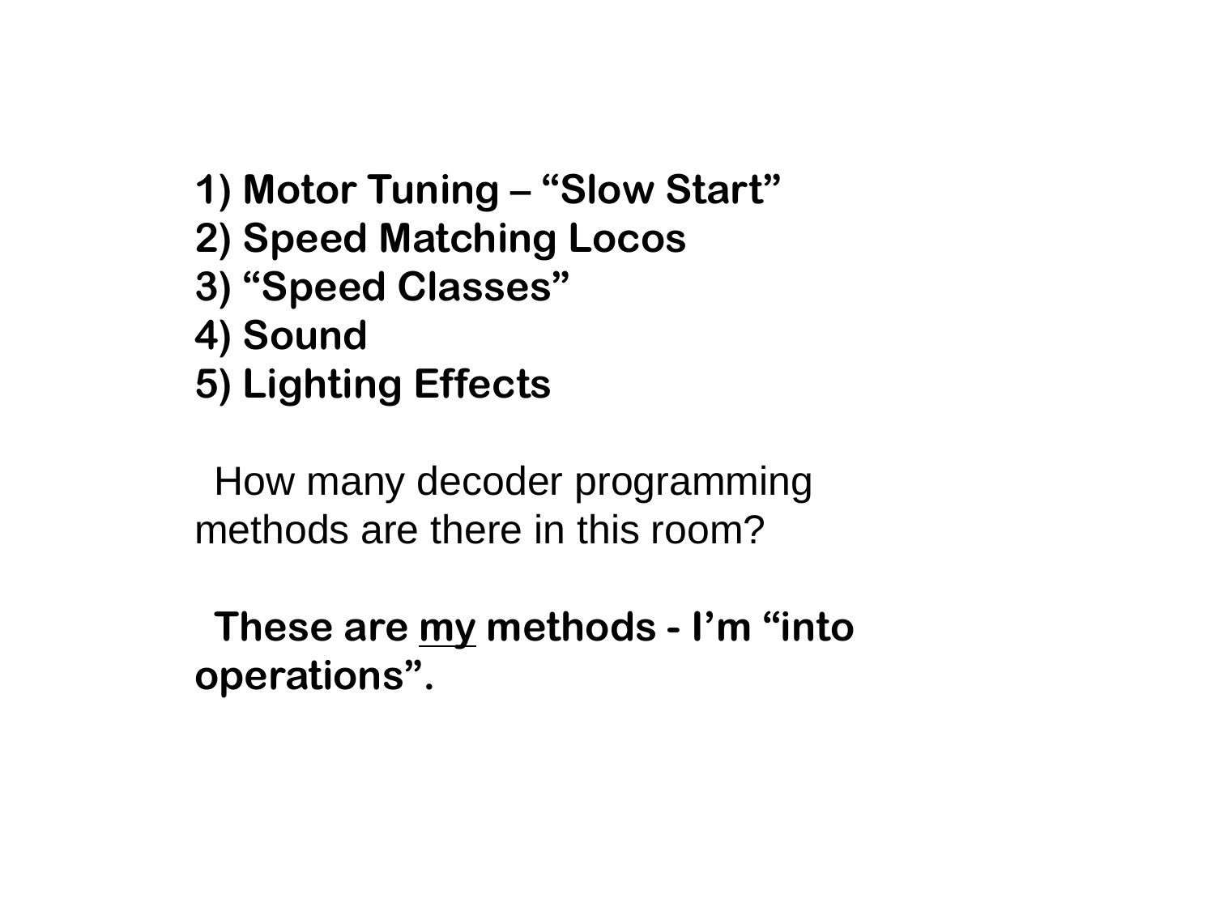**1) Motor Tuning – “Slow Start”**
**2) Speed Matching Locos**
**3) “Speed Classes”**
**4) Sound**
**5) Lighting Effects**

How many decoder programming methods are there in this room?

**These are <u>my</u> methods - I’m “into operations”.**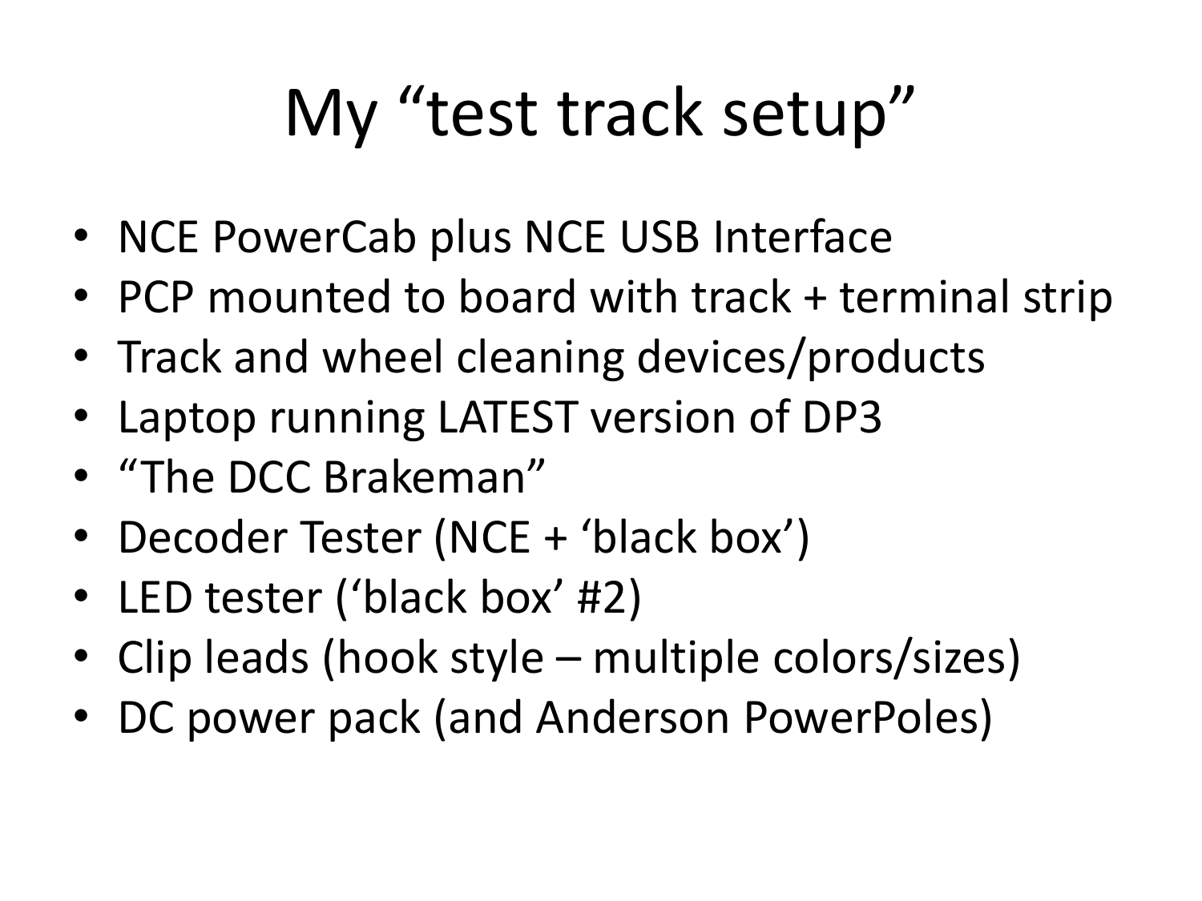# My "test track setup"

- NCE PowerCab plus NCE USB Interface
- PCP mounted to board with track + terminal strip
- Track and wheel cleaning devices/products
- Laptop running LATEST version of DP3
- "The DCC Brakeman"
- Decoder Tester (NCE + 'black box')
- LED tester ('black box' #2)
- Clip leads (hook style – multiple colors/sizes)
- DC power pack (and Anderson PowerPoles)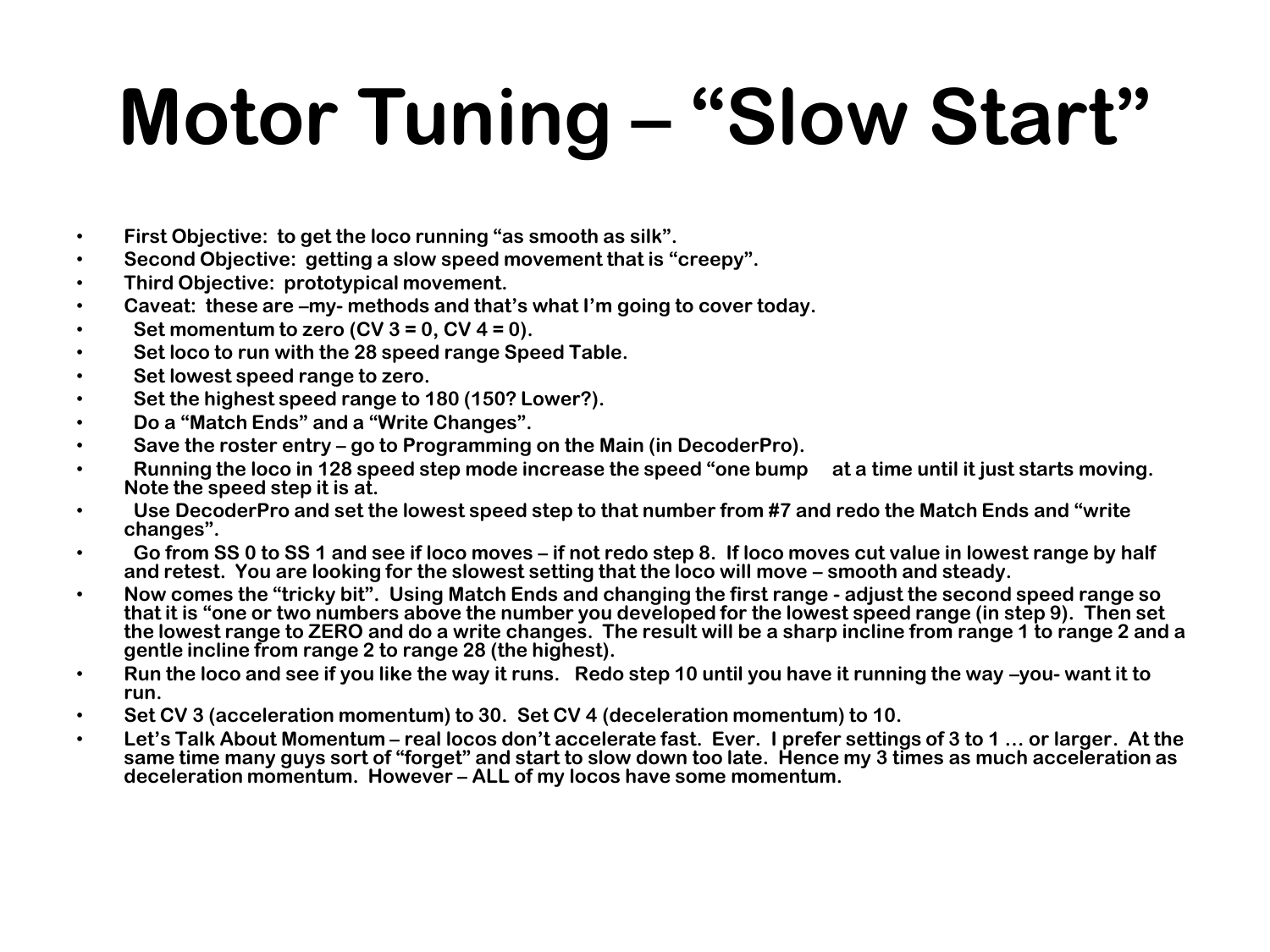# Motor Tuning – "Slow Start"

- First Objective: to get the loco running "as smooth as silk".
- Second Objective: getting a slow speed movement that is "creepy".
- Third Objective: prototypical movement.
- Caveat: these are –my- methods and that's what I'm going to cover today.
- Set momentum to zero (CV 3 = 0, CV 4 = 0).
- Set loco to run with the 28 speed range Speed Table.
- Set lowest speed range to zero.
- Set the highest speed range to 180 (150? Lower?).
- Do a "Match Ends" and a "Write Changes".
- Save the roster entry – go to Programming on the Main (in DecoderPro).
- Running the loco in 128 speed step mode increase the speed "one bump at a time until it just starts moving. Note the speed step it is at.
- Use DecoderPro and set the lowest speed step to that number from #7 and redo the Match Ends and "write changes".
- Go from SS 0 to SS 1 and see if loco moves – if not redo step 8. If loco moves cut value in lowest range by half and retest. You are looking for the slowest setting that the loco will move – smooth and steady.
- Now comes the "tricky bit". Using Match Ends and changing the first range - adjust the second speed range so that it is "one or two numbers above the number you developed for the lowest speed range (in step 9). Then set the lowest range to ZERO and do a write changes. The result will be a sharp incline from range 1 to range 2 and a gentle incline from range 2 to range 28 (the highest).
- Run the loco and see if you like the way it runs. Redo step 10 until you have it running the way –you- want it to run.
- Set CV 3 (acceleration momentum) to 30. Set CV 4 (deceleration momentum) to 10.
- Let's Talk About Momentum – real locos don't accelerate fast. Ever. I prefer settings of 3 to 1 … or larger. At the same time many guys sort of "forget" and start to slow down too late. Hence my 3 times as much acceleration as deceleration momentum. However – ALL of my locos have some momentum.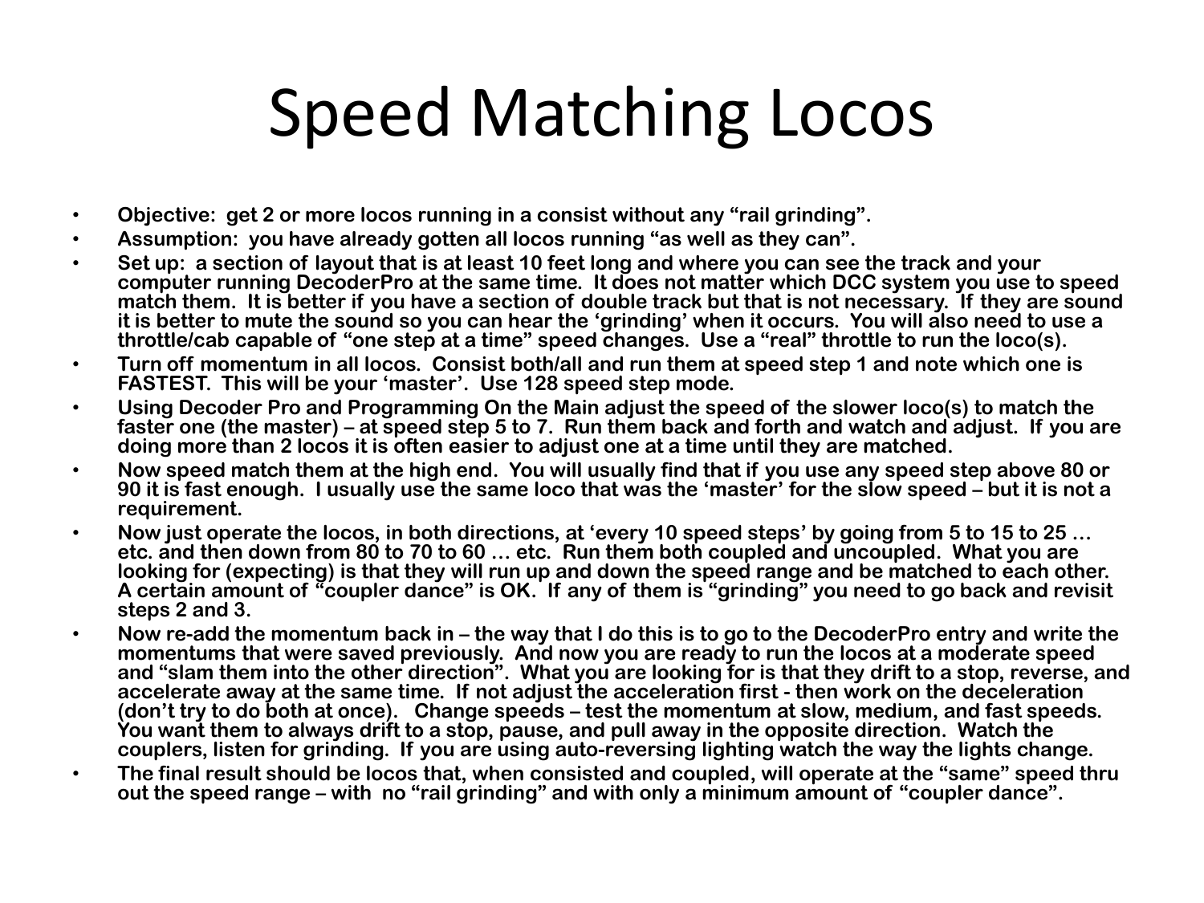# Speed Matching Locos

- **Objective: get 2 or more locos running in a consist without any “rail grinding”.**
- **Assumption: you have already gotten all locos running “as well as they can”.**
- **Set up: a section of layout that is at least 10 feet long and where you can see the track and your computer running DecoderPro at the same time. It does not matter which DCC system you use to speed match them. It is better if you have a section of double track but that is not necessary. If they are sound it is better to mute the sound so you can hear the ‘grinding’ when it occurs. You will also need to use a throttle/cab capable of “one step at a time” speed changes. Use a “real” throttle to run the loco(s).**
- **Turn off momentum in all locos. Consist both/all and run them at speed step 1 and note which one is FASTEST. This will be your ‘master’. Use 128 speed step mode.**
- **Using Decoder Pro and Programming On the Main adjust the speed of the slower loco(s) to match the faster one (the master) – at speed step 5 to 7. Run them back and forth and watch and adjust. If you are doing more than 2 locos it is often easier to adjust one at a time until they are matched.**
- **Now speed match them at the high end. You will usually find that if you use any speed step above 80 or 90 it is fast enough. I usually use the same loco that was the ‘master’ for the slow speed – but it is not a requirement.**
- **Now just operate the locos, in both directions, at ‘every 10 speed steps’ by going from 5 to 15 to 25 … etc. and then down from 80 to 70 to 60 … etc. Run them both coupled and uncoupled. What you are looking for (expecting) is that they will run up and down the speed range and be matched to each other. A certain amount of “coupler dance” is OK. If any of them is “grinding” you need to go back and revisit steps 2 and 3.**
- **Now re-add the momentum back in – the way that I do this is to go to the DecoderPro entry and write the momentums that were saved previously. And now you are ready to run the locos at a moderate speed and “slam them into the other direction”. What you are looking for is that they drift to a stop, reverse, and accelerate away at the same time. If not adjust the acceleration first - then work on the deceleration (don’t try to do both at once). Change speeds – test the momentum at slow, medium, and fast speeds. You want them to always drift to a stop, pause, and pull away in the opposite direction. Watch the couplers, listen for grinding. If you are using auto-reversing lighting watch the way the lights change.**
- **The final result should be locos that, when consisted and coupled, will operate at the “same” speed thru out the speed range – with no “rail grinding” and with only a minimum amount of “coupler dance”.**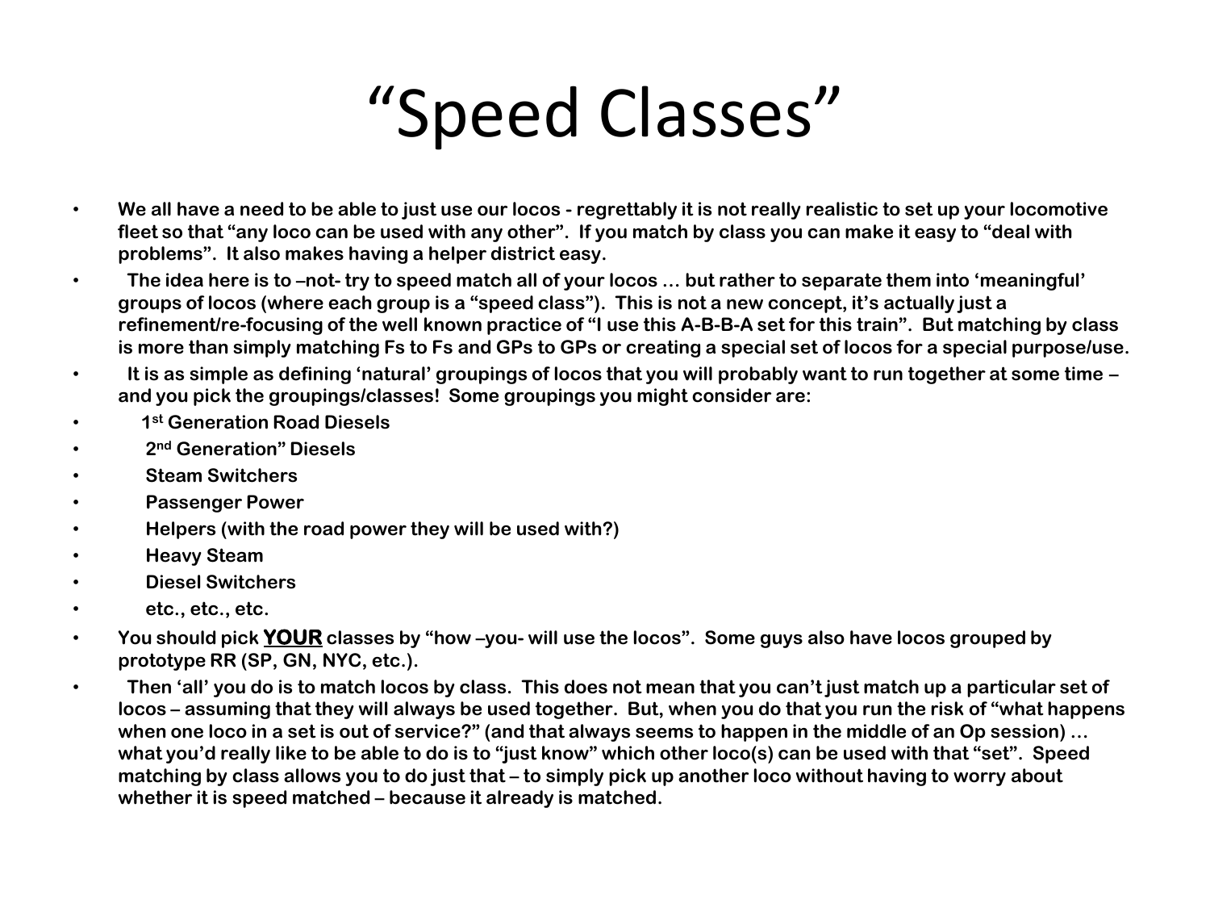# “Speed Classes”

- **We all have a need to be able to just use our locos - regrettably it is not really realistic to set up your locomotive fleet so that “any loco can be used with any other”. If you match by class you can make it easy to “deal with problems”. It also makes having a helper district easy.**
- **The idea here is to –not- try to speed match all of your locos … but rather to separate them into ‘meaningful’ groups of locos (where each group is a “speed class”). This is not a new concept, it’s actually just a refinement/re-focusing of the well known practice of “I use this A-B-B-A set for this train”. But matching by class is more than simply matching Fs to Fs and GPs to GPs or creating a special set of locos for a special purpose/use.**
- **It is as simple as defining ‘natural’ groupings of locos that you will probably want to run together at some time – and you pick the groupings/classes! Some groupings you might consider are:**
- **1st Generation Road Diesels**
- **2nd Generation” Diesels**
- **Steam Switchers**
- **Passenger Power**
- **Helpers (with the road power they will be used with?)**
- **Heavy Steam**
- **Diesel Switchers**
- **etc., etc., etc.**
- **You should pick <u>YOUR</u> classes by “how –you- will use the locos”. Some guys also have locos grouped by prototype RR (SP, GN, NYC, etc.).**
- **Then ‘all’ you do is to match locos by class. This does not mean that you can’t just match up a particular set of locos – assuming that they will always be used together. But, when you do that you run the risk of “what happens when one loco in a set is out of service?” (and that always seems to happen in the middle of an Op session) … what you’d really like to be able to do is to “just know” which other loco(s) can be used with that “set”. Speed matching by class allows you to do just that – to simply pick up another loco without having to worry about whether it is speed matched – because it already is matched.**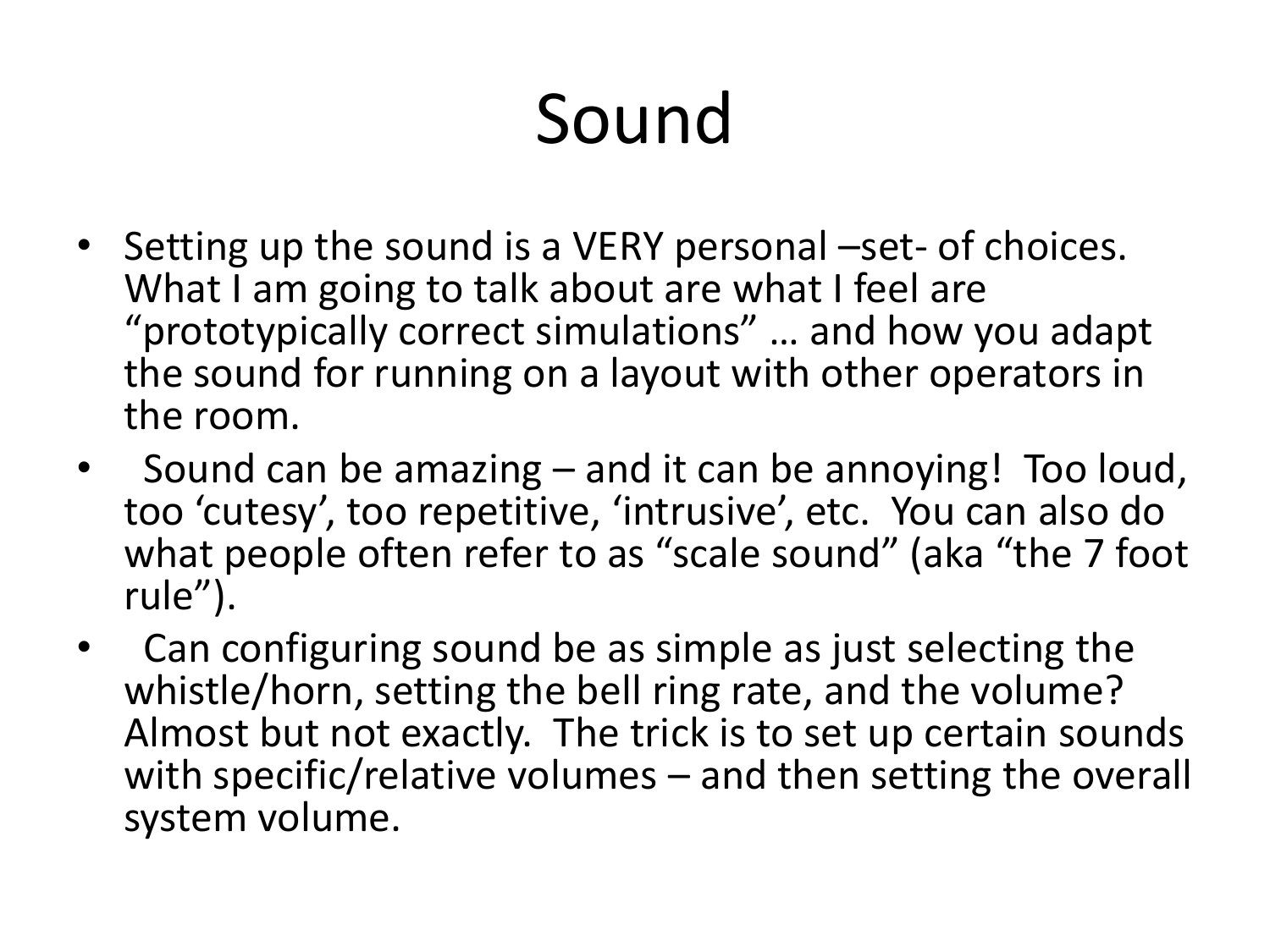# Sound

- Setting up the sound is a VERY personal –set- of choices. What I am going to talk about are what I feel are "prototypically correct simulations" … and how you adapt the sound for running on a layout with other operators in the room.
- Sound can be amazing – and it can be annoying! Too loud, too 'cutesy', too repetitive, 'intrusive', etc. You can also do what people often refer to as "scale sound" (aka "the 7 foot rule").
- Can configuring sound be as simple as just selecting the whistle/horn, setting the bell ring rate, and the volume? Almost but not exactly. The trick is to set up certain sounds with specific/relative volumes – and then setting the overall system volume.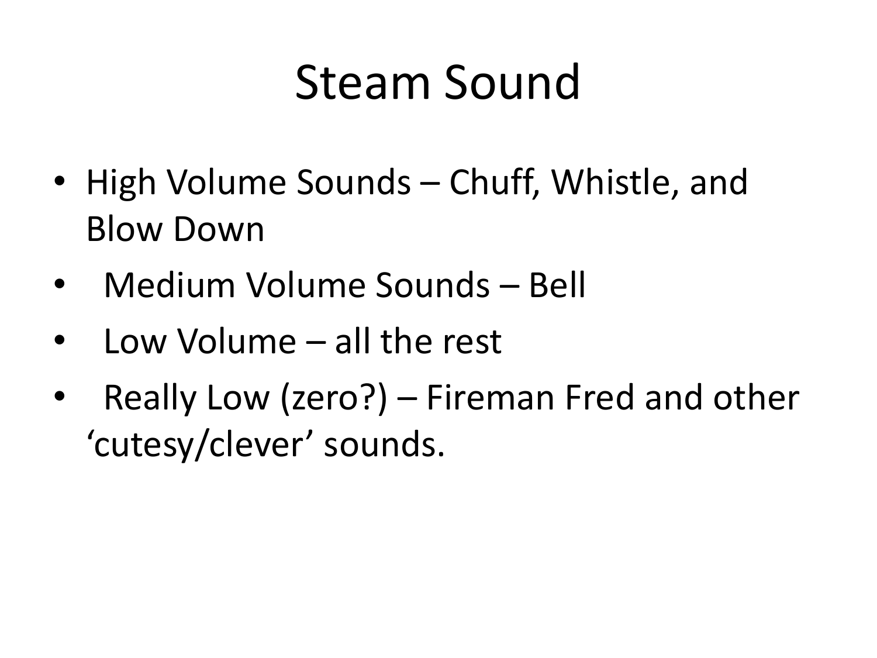# Steam Sound

- High Volume Sounds – Chuff, Whistle, and Blow Down
- Medium Volume Sounds – Bell
- Low Volume – all the rest
- Really Low (zero?) – Fireman Fred and other 'cutesy/clever' sounds.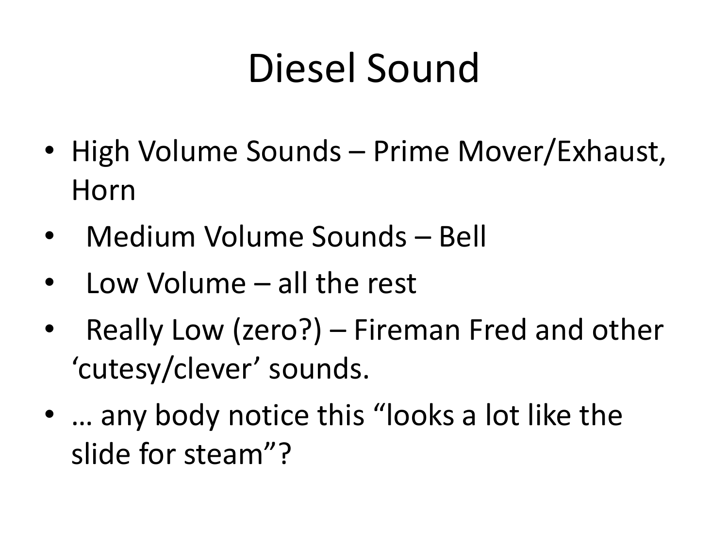# Diesel Sound

- High Volume Sounds – Prime Mover/Exhaust, Horn
- Medium Volume Sounds – Bell
- Low Volume – all the rest
- Really Low (zero?) – Fireman Fred and other 'cutesy/clever' sounds.
- … any body notice this "looks a lot like the slide for steam"?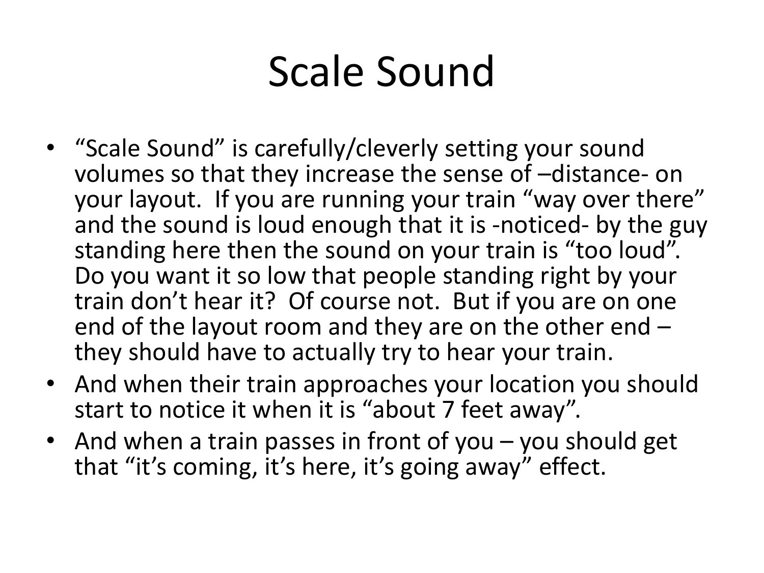# Scale Sound

- "Scale Sound" is carefully/cleverly setting your sound volumes so that they increase the sense of –distance- on your layout. If you are running your train "way over there" and the sound is loud enough that it is -noticed- by the guy standing here then the sound on your train is "too loud". Do you want it so low that people standing right by your train don't hear it? Of course not. But if you are on one end of the layout room and they are on the other end – they should have to actually try to hear your train.
- And when their train approaches your location you should start to notice it when it is "about 7 feet away".
- And when a train passes in front of you – you should get that "it's coming, it's here, it's going away" effect.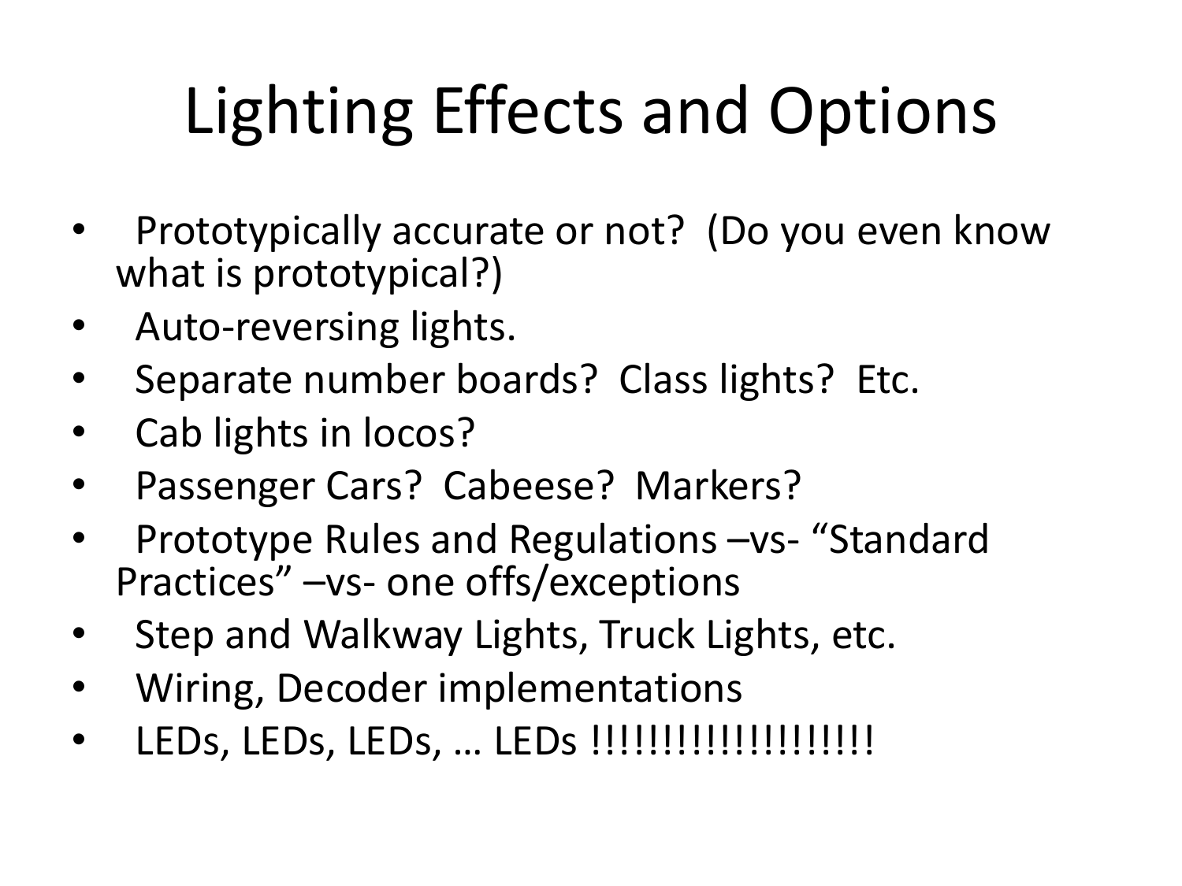# Lighting Effects and Options

- Prototypically accurate or not? (Do you even know what is prototypical?)
- Auto-reversing lights.
- Separate number boards? Class lights? Etc.
- Cab lights in locos?
- Passenger Cars? Cabeese? Markers?
- Prototype Rules and Regulations –vs- "Standard Practices" –vs- one offs/exceptions
- Step and Walkway Lights, Truck Lights, etc.
- Wiring, Decoder implementations
- LEDs, LEDs, LEDs, … LEDs !!!!!!!!!!!!!!!!!!!!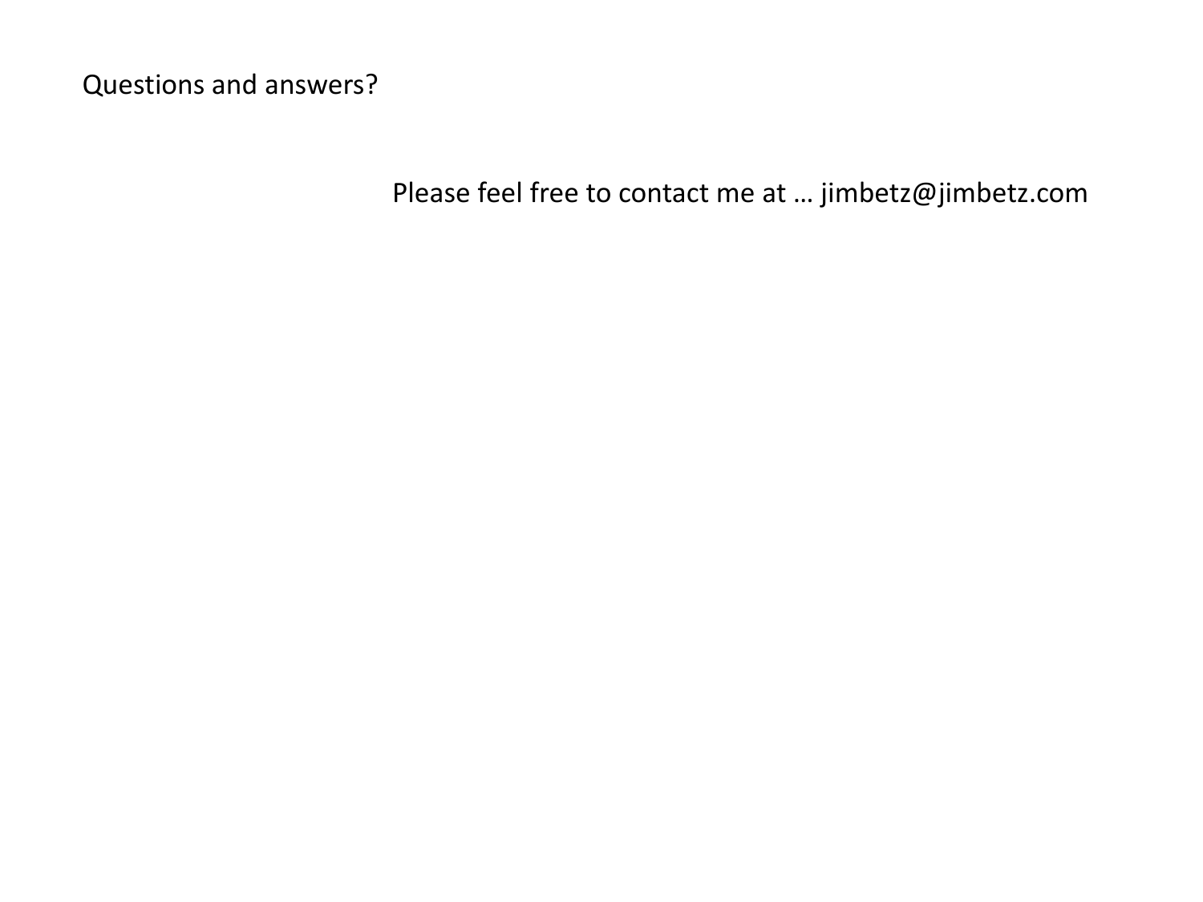Questions and answers?

Please feel free to contact me at … jimbetz@jimbetz.com